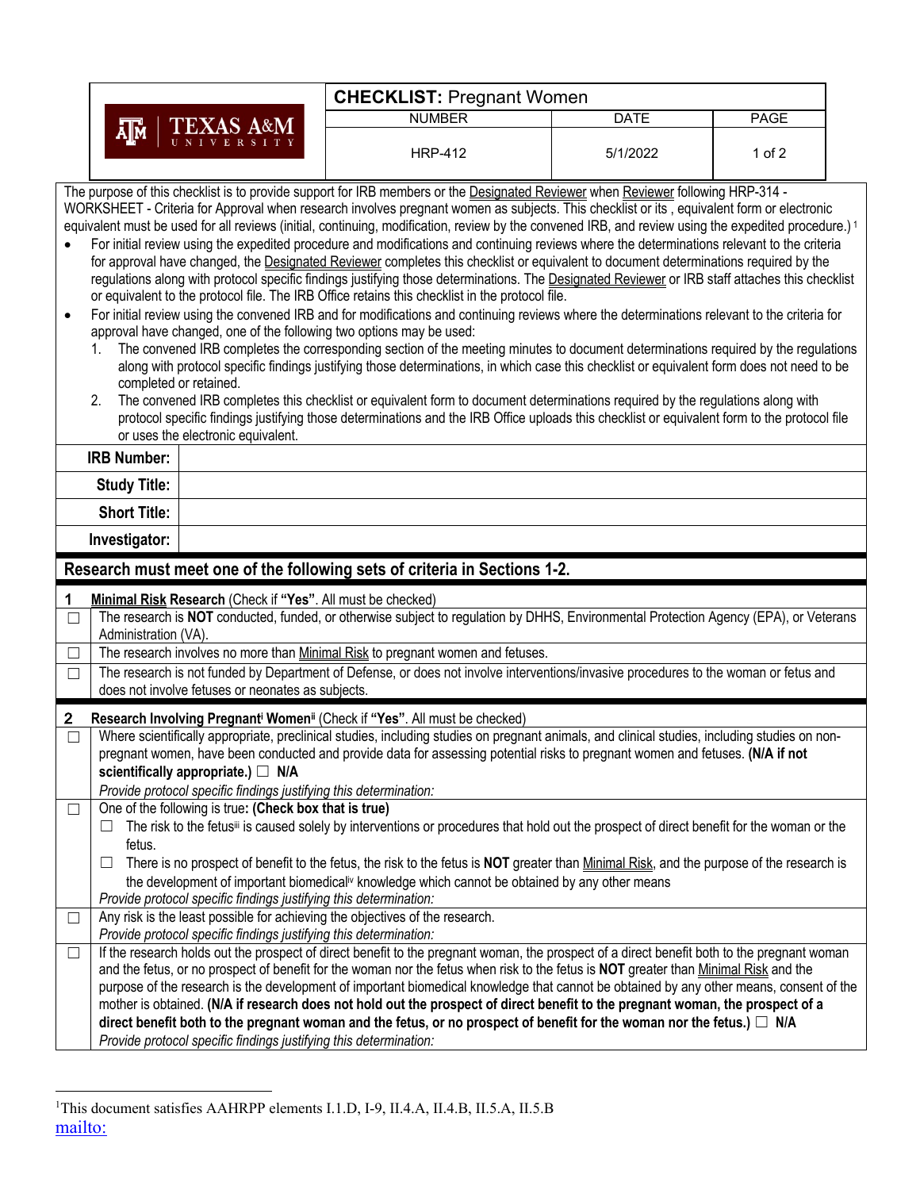| TEXAS A&M UNIVERSITY | **CHECKLIST:** Pregnant Women | | |
|---|---|---|---|
| | NUMBER | DATE | PAGE |
| | HRP-412 | 5/1/2022 | 1 of 2 |

The purpose of this checklist is to provide support for IRB members or the Designated Reviewer when Reviewer following HRP-314 - WORKSHEET - Criteria for Approval when research involves pregnant women as subjects. This checklist or its , equivalent form or electronic equivalent must be used for all reviews (initial, continuing, modification, review by the convened IRB, and review using the expedited procedure.) [1]

- For initial review using the expedited procedure and modifications and continuing reviews where the determinations relevant to the criteria for approval have changed, the Designated Reviewer completes this checklist or equivalent to document determinations required by the regulations along with protocol specific findings justifying those determinations. The Designated Reviewer or IRB staff attaches this checklist or equivalent to the protocol file. The IRB Office retains this checklist in the protocol file.
- For initial review using the convened IRB and for modifications and continuing reviews where the determinations relevant to the criteria for approval have changed, one of the following two options may be used:
  1. The convened IRB completes the corresponding section of the meeting minutes to document determinations required by the regulations along with protocol specific findings justifying those determinations, in which case this checklist or equivalent form does not need to be completed or retained.
  2. The convened IRB completes this checklist or equivalent form to document determinations required by the regulations along with protocol specific findings justifying those determinations and the IRB Office uploads this checklist or equivalent form to the protocol file or uses the electronic equivalent.

| | |
|---|---|
| **IRB Number:** | |
| **Study Title:** | |
| **Short Title:** | |
| **Investigator:** | |

## Research must meet one of the following sets of criteria in Sections 1-2.

| | |
|---|---|
| **1** | **Minimal Risk Research** (Check if **"Yes"**. All must be checked) |
| ☐ | The research is **NOT** conducted, funded, or otherwise subject to regulation by DHHS, Environmental Protection Agency (EPA), or Veterans Administration (VA). |
| ☐ | The research involves no more than Minimal Risk to pregnant women and fetuses. |
| ☐ | The research is not funded by Department of Defense, or does not involve interventions/invasive procedures to the woman or fetus and does not involve fetuses or neonates as subjects. |

| | |
|---|---|
| **2** | **Research Involving Pregnant[i] Women[ii]** (Check if **"Yes"**. All must be checked) |
| ☐ | Where scientifically appropriate, preclinical studies, including studies on pregnant animals, and clinical studies, including studies on non-pregnant women, have been conducted and provide data for assessing potential risks to pregnant women and fetuses. **(N/A if not scientifically appropriate.)** ☐ **N/A**<br>*Provide protocol specific findings justifying this determination:* |
| ☐ | One of the following is true**: (Check box that is true)**<br>☐ The risk to the fetus[iii] is caused solely by interventions or procedures that hold out the prospect of direct benefit for the woman or the fetus.<br>☐ There is no prospect of benefit to the fetus, the risk to the fetus is **NOT** greater than Minimal Risk, and the purpose of the research is the development of important biomedical[iv] knowledge which cannot be obtained by any other means<br>*Provide protocol specific findings justifying this determination:* |
| ☐ | Any risk is the least possible for achieving the objectives of the research.<br>*Provide protocol specific findings justifying this determination:* |
| ☐ | If the research holds out the prospect of direct benefit to the pregnant woman, the prospect of a direct benefit both to the pregnant woman and the fetus, or no prospect of benefit for the woman nor the fetus when risk to the fetus is **NOT** greater than Minimal Risk and the purpose of the research is the development of important biomedical knowledge that cannot be obtained by any other means, consent of the mother is obtained. **(N/A if research does not hold out the prospect of direct benefit to the pregnant woman, the prospect of a direct benefit both to the pregnant woman and the fetus, or no prospect of benefit for the woman nor the fetus.)** ☐ **N/A**<br>*Provide protocol specific findings justifying this determination:* |

[1]This document satisfies AAHRPP elements I.1.D, I-9, II.4.A, II.4.B, II.5.A, II.5.B
mailto: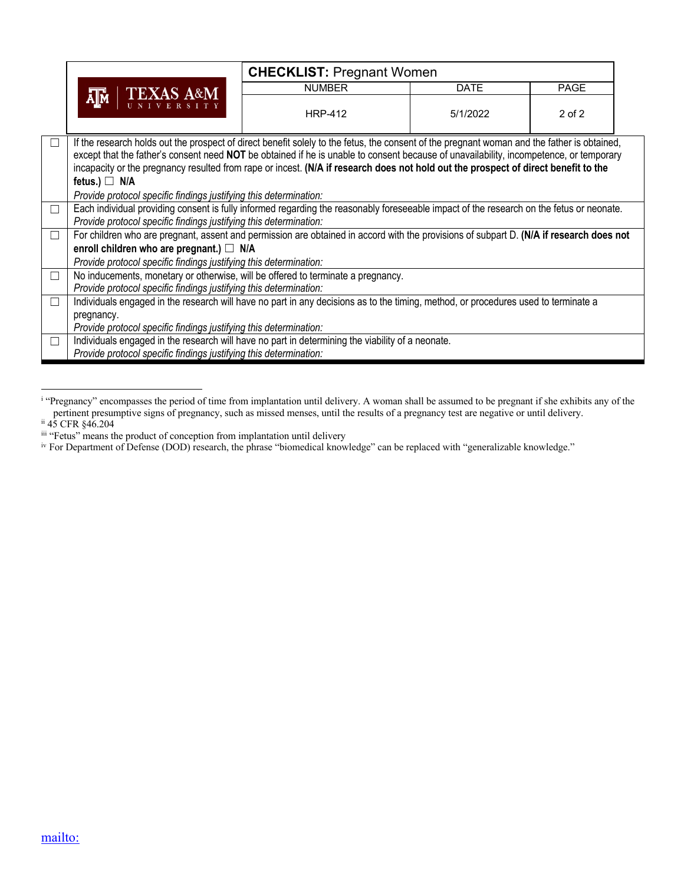| | |
|---|---|
| ☐ | If the research holds out the prospect of direct benefit solely to the fetus, the consent of the pregnant woman and the father is obtained, except that the father's consent need **NOT** be obtained if he is unable to consent because of unavailability, incompetence, or temporary incapacity or the pregnancy resulted from rape or incest. **(N/A if research does not hold out the prospect of direct benefit to the fetus.) ☐ N/A**<br>*Provide protocol specific findings justifying this determination:* |
| ☐ | Each individual providing consent is fully informed regarding the reasonably foreseeable impact of the research on the fetus or neonate.<br>*Provide protocol specific findings justifying this determination:* |
| ☐ | For children who are pregnant, assent and permission are obtained in accord with the provisions of subpart D. **(N/A if research does not enroll children who are pregnant.) ☐ N/A**<br>*Provide protocol specific findings justifying this determination:* |
| ☐ | No inducements, monetary or otherwise, will be offered to terminate a pregnancy.<br>*Provide protocol specific findings justifying this determination:* |
| ☐ | Individuals engaged in the research will have no part in any decisions as to the timing, method, or procedures used to terminate a pregnancy.<br>*Provide protocol specific findings justifying this determination:* |
| ☐ | Individuals engaged in the research will have no part in determining the viability of a neonate.<br>*Provide protocol specific findings justifying this determination:* |

---

[i] "Pregnancy" encompasses the period of time from implantation until delivery. A woman shall be assumed to be pregnant if she exhibits any of the pertinent presumptive signs of pregnancy, such as missed menses, until the results of a pregnancy test are negative or until delivery.

[ii] 45 CFR §46.204

[iii] "Fetus" means the product of conception from implantation until delivery

[iv] For Department of Defense (DOD) research, the phrase "biomedical knowledge" can be replaced with "generalizable knowledge."

mailto: